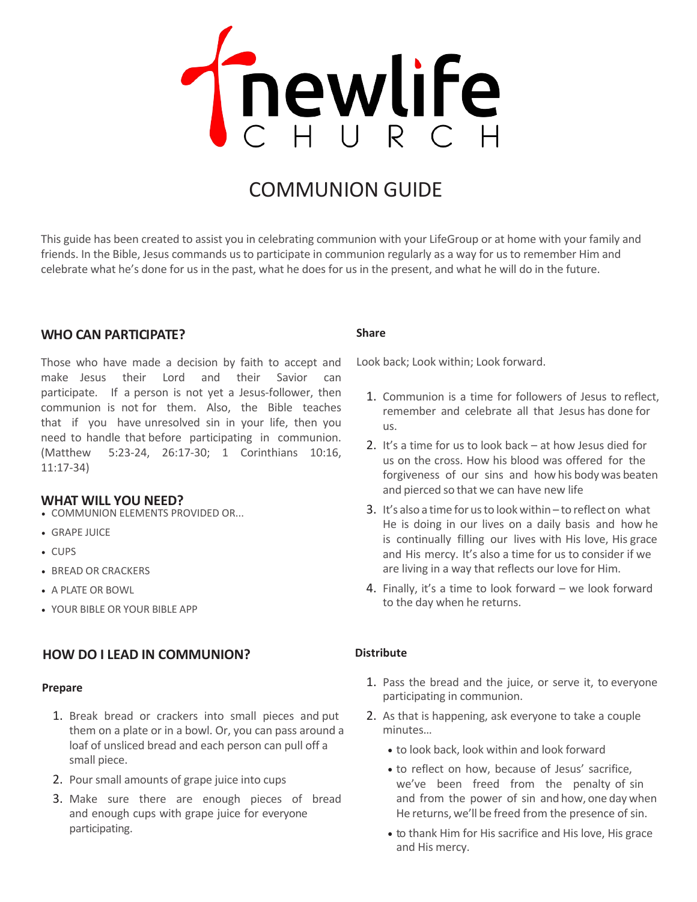newlife CHURCH

# COMMUNION GUIDE

This guide has been created to assist you in celebrating communion with your LifeGroup or at home with your family and friends. In the Bible, Jesus commands us to participate in communion regularly as a way for us to remember Him and celebrate what he's done for us in the past, what he does for us in the present, and what he will do in the future.

## WHO CAN PARTICIPATE?

Those who have made a decision by faith to accept and make Jesus their Lord and their Savior can participate. If a person is not yet a Jesus-follower, then communion is not for them. Also, the Bible teaches that if you have unresolved sin in your life, then you need to handle that before participating in communion. (Matthew 5:23-24, 26:17-30; 1 Corinthians 10:16, 11:17-34)

## WHAT WILL YOU NEED?

- COMMUNION ELEMENTS PROVIDED OR...
- GRAPE JUICE
- CUPS
- BREAD OR CRACKERS
- A PLATE OR BOWL
- YOUR BIBLE OR YOUR BIBLE APP

## HOW DO I LEAD IN COMMUNION?

### Prepare

1. Break bread or crackers into small pieces and put them on a plate or in a bowl. Or, you can pass around a loaf of unsliced bread and each person can pull off a small piece.
2. Pour small amounts of grape juice into cups
3. Make sure there are enough pieces of bread and enough cups with grape juice for everyone participating.

### Share

Look back; Look within; Look forward.

1. Communion is a time for followers of Jesus to reflect, remember and celebrate all that Jesus has done for us.
2. It's a time for us to look back – at how Jesus died for us on the cross. How his blood was offered for the forgiveness of our sins and how his body was beaten and pierced so that we can have new life
3. It's also a time for us to look within – to reflect on what He is doing in our lives on a daily basis and how he is continually filling our lives with His love, His grace and His mercy. It's also a time for us to consider if we are living in a way that reflects our love for Him.
4. Finally, it's a time to look forward – we look forward to the day when he returns.

### Distribute

1. Pass the bread and the juice, or serve it, to everyone participating in communion.
2. As that is happening, ask everyone to take a couple minutes…
   - to look back, look within and look forward
   - to reflect on how, because of Jesus' sacrifice, we've been freed from the penalty of sin and from the power of sin and how, one day when He returns, we'll be freed from the presence of sin.
   - to thank Him for His sacrifice and His love, His grace and His mercy.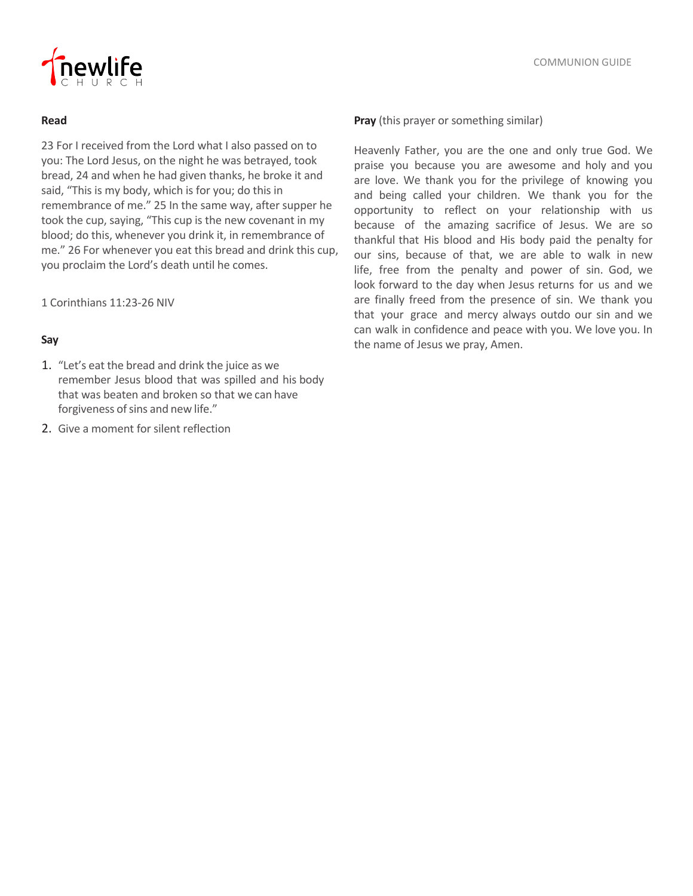**Read**

23 For I received from the Lord what I also passed on to you: The Lord Jesus, on the night he was betrayed, took bread, 24 and when he had given thanks, he broke it and said, "This is my body, which is for you; do this in remembrance of me." 25 In the same way, after supper he took the cup, saying, "This cup is the new covenant in my blood; do this, whenever you drink it, in remembrance of me." 26 For whenever you eat this bread and drink this cup, you proclaim the Lord's death until he comes.

1 Corinthians 11:23-26 NIV

**Say**

1. "Let's eat the bread and drink the juice as we remember Jesus blood that was spilled and his body that was beaten and broken so that we can have forgiveness of sins and new life."
2. Give a moment for silent reflection

**Pray** (this prayer or something similar)

Heavenly Father, you are the one and only true God. We praise you because you are awesome and holy and you are love. We thank you for the privilege of knowing you and being called your children. We thank you for the opportunity to reflect on your relationship with us because of the amazing sacrifice of Jesus. We are so thankful that His blood and His body paid the penalty for our sins, because of that, we are able to walk in new life, free from the penalty and power of sin. God, we look forward to the day when Jesus returns for us and we are finally freed from the presence of sin. We thank you that your grace and mercy always outdo our sin and we can walk in confidence and peace with you. We love you. In the name of Jesus we pray, Amen.